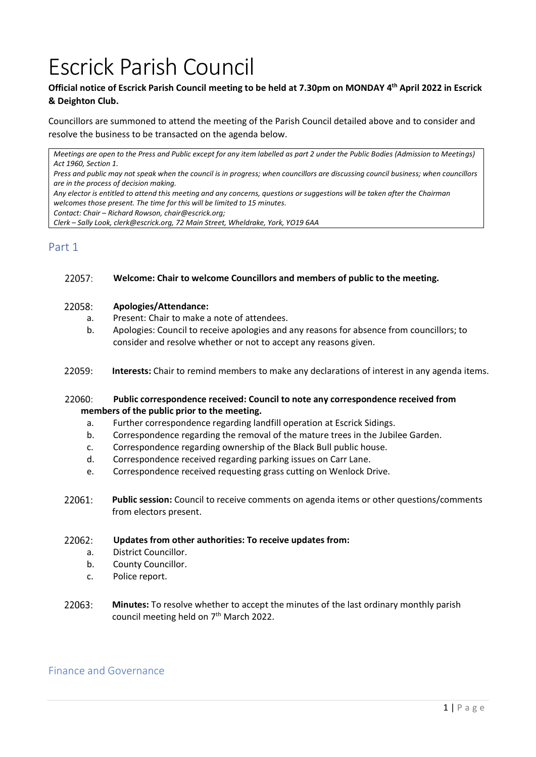# Escrick Parish Council

**Official notice of Escrick Parish Council meeting to be held at 7.30pm on MONDAY 4th April 2022 in Escrick & Deighton Club.**

Councillors are summoned to attend the meeting of the Parish Council detailed above and to consider and resolve the business to be transacted on the agenda below.

*Meetings are open to the Press and Public except for any item labelled as part 2 under the Public Bodies (Admission to Meetings) Act 1960, Section 1.*
*Press and public may not speak when the council is in progress; when councillors are discussing council business; when councillors are in the process of decision making.*
*Any elector is entitled to attend this meeting and any concerns, questions or suggestions will be taken after the Chairman welcomes those present. The time for this will be limited to 15 minutes.*
*Contact: Chair – Richard Rowson, chair@escrick.org;*
*Clerk – Sally Look, clerk@escrick.org, 72 Main Street, Wheldrake, York, YO19 6AA*

## Part 1

22057: **Welcome: Chair to welcome Councillors and members of public to the meeting.**

22058: **Apologies/Attendance:**

a. Present: Chair to make a note of attendees.
b. Apologies: Council to receive apologies and any reasons for absence from councillors; to consider and resolve whether or not to accept any reasons given.

22059: **Interests:** Chair to remind members to make any declarations of interest in any agenda items.

22060: **Public correspondence received: Council to note any correspondence received from members of the public prior to the meeting.**

a. Further correspondence regarding landfill operation at Escrick Sidings.
b. Correspondence regarding the removal of the mature trees in the Jubilee Garden.
c. Correspondence regarding ownership of the Black Bull public house.
d. Correspondence received regarding parking issues on Carr Lane.
e. Correspondence received requesting grass cutting on Wenlock Drive.

22061: **Public session:** Council to receive comments on agenda items or other questions/comments from electors present.

22062: **Updates from other authorities: To receive updates from:**

a. District Councillor.
b. County Councillor.
c. Police report.

22063: **Minutes:** To resolve whether to accept the minutes of the last ordinary monthly parish council meeting held on 7th March 2022.

## Finance and Governance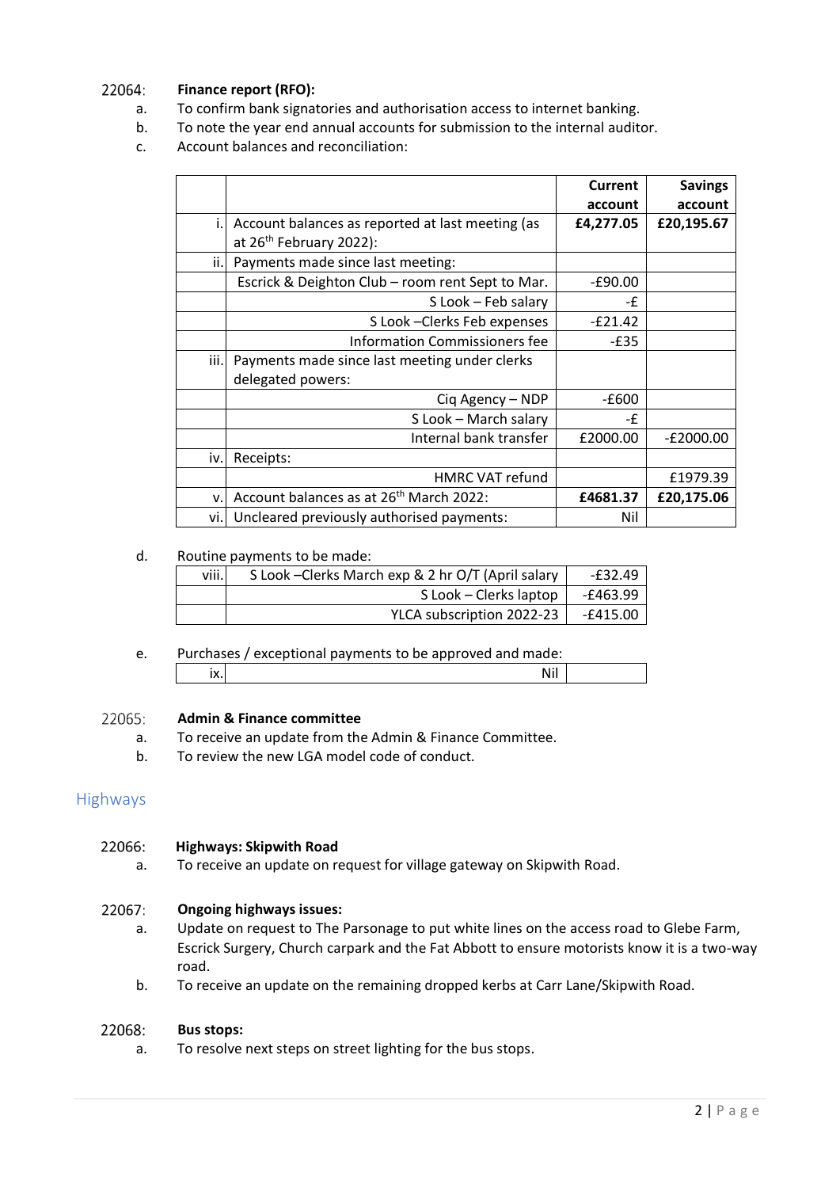22064: **Finance report (RFO):**

a. To confirm bank signatories and authorisation access to internet banking.

b. To note the year end annual accounts for submission to the internal auditor.

c. Account balances and reconciliation:

| | | Current account | Savings account |
|---|---|---|---|
| i. | Account balances as reported at last meeting (as at 26th February 2022): | **£4,277.05** | **£20,195.67** |
| ii. | Payments made since last meeting: | | |
| | Escrick & Deighton Club – room rent Sept to Mar. | -£90.00 | |
| | S Look – Feb salary | -£ | |
| | S Look –Clerks Feb expenses | -£21.42 | |
| | Information Commissioners fee | -£35 | |
| iii. | Payments made since last meeting under clerks delegated powers: | | |
| | Ciq Agency – NDP | -£600 | |
| | S Look – March salary | -£ | |
| | Internal bank transfer | £2000.00 | -£2000.00 |
| iv. | Receipts: | | |
| | HMRC VAT refund | | £1979.39 |
| v. | Account balances as at 26th March 2022: | **£4681.37** | **£20,175.06** |
| vi. | Uncleared previously authorised payments: | Nil | |

d. Routine payments to be made:

| | | |
|---|---|---|
| viii. | S Look –Clerks March exp & 2 hr O/T (April salary | -£32.49 |
| | S Look – Clerks laptop | -£463.99 |
| | YLCA subscription 2022-23 | -£415.00 |

e. Purchases / exceptional payments to be approved and made:

| | | |
|---|---|---|
| ix. | Nil | |

22065: **Admin & Finance committee**

a. To receive an update from the Admin & Finance Committee.

b. To review the new LGA model code of conduct.

## Highways

22066: **Highways: Skipwith Road**

a. To receive an update on request for village gateway on Skipwith Road.

22067: **Ongoing highways issues:**

a. Update on request to The Parsonage to put white lines on the access road to Glebe Farm, Escrick Surgery, Church carpark and the Fat Abbott to ensure motorists know it is a two-way road.

b. To receive an update on the remaining dropped kerbs at Carr Lane/Skipwith Road.

22068: **Bus stops:**

a. To resolve next steps on street lighting for the bus stops.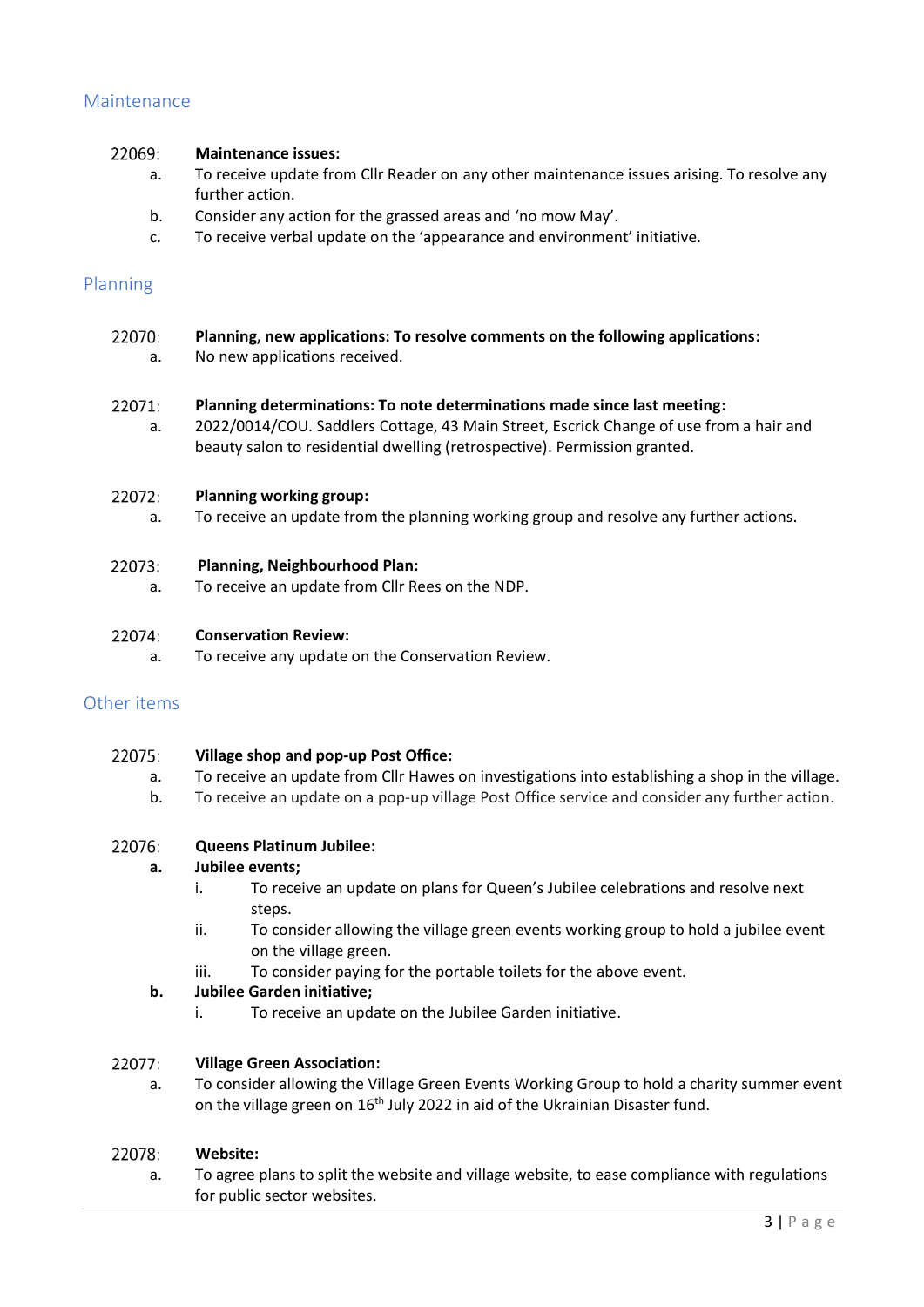## Maintenance

**22069: Maintenance issues:**

a. To receive update from Cllr Reader on any other maintenance issues arising. To resolve any further action.

b. Consider any action for the grassed areas and 'no mow May'.

c. To receive verbal update on the 'appearance and environment' initiative.

## Planning

**22070: Planning, new applications: To resolve comments on the following applications:**

a. No new applications received.

**22071: Planning determinations: To note determinations made since last meeting:**

a. 2022/0014/COU. Saddlers Cottage, 43 Main Street, Escrick Change of use from a hair and beauty salon to residential dwelling (retrospective). Permission granted.

**22072: Planning working group:**

a. To receive an update from the planning working group and resolve any further actions.

**22073: Planning, Neighbourhood Plan:**

a. To receive an update from Cllr Rees on the NDP.

**22074: Conservation Review:**

a. To receive any update on the Conservation Review.

## Other items

**22075: Village shop and pop-up Post Office:**

a. To receive an update from Cllr Hawes on investigations into establishing a shop in the village.

b. To receive an update on a pop-up village Post Office service and consider any further action.

**22076: Queens Platinum Jubilee:**

**a. Jubilee events;**

i. To receive an update on plans for Queen's Jubilee celebrations and resolve next steps.

ii. To consider allowing the village green events working group to hold a jubilee event on the village green.

iii. To consider paying for the portable toilets for the above event.

**b. Jubilee Garden initiative;**

i. To receive an update on the Jubilee Garden initiative.

**22077: Village Green Association:**

a. To consider allowing the Village Green Events Working Group to hold a charity summer event on the village green on 16th July 2022 in aid of the Ukrainian Disaster fund.

**22078: Website:**

a. To agree plans to split the website and village website, to ease compliance with regulations for public sector websites.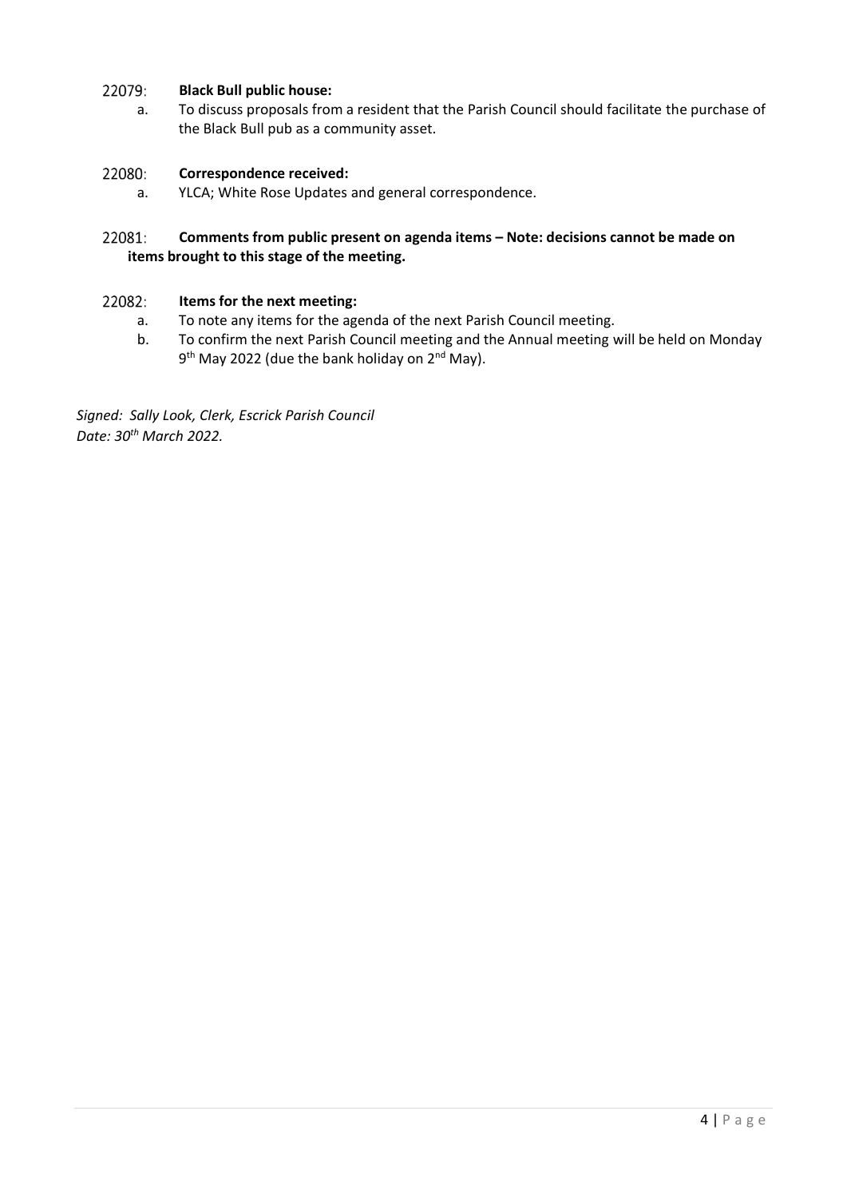22079: **Black Bull public house:**

a. To discuss proposals from a resident that the Parish Council should facilitate the purchase of the Black Bull pub as a community asset.

22080: **Correspondence received:**

a. YLCA; White Rose Updates and general correspondence.

22081: **Comments from public present on agenda items – Note: decisions cannot be made on items brought to this stage of the meeting.**

22082: **Items for the next meeting:**

a. To note any items for the agenda of the next Parish Council meeting.

b. To confirm the next Parish Council meeting and the Annual meeting will be held on Monday 9th May 2022 (due the bank holiday on 2nd May).

*Signed: Sally Look, Clerk, Escrick Parish Council*
*Date: 30th March 2022.*